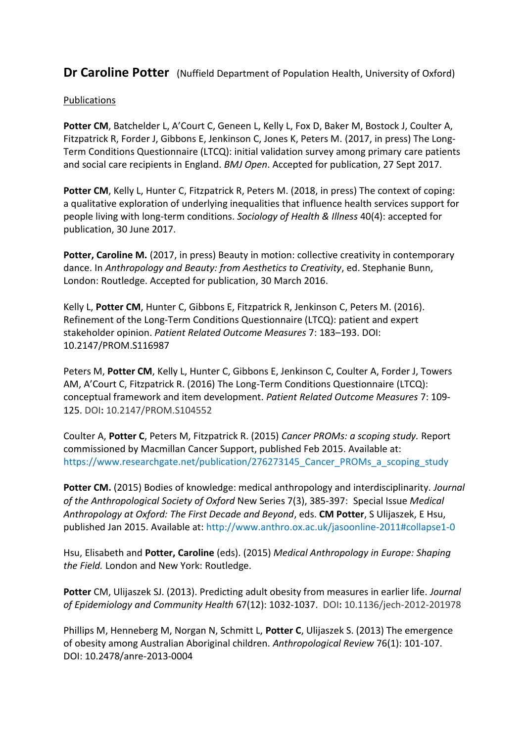# **Dr Caroline Potter** (Nuffield Department of Population Health, University of Oxford)

Publications

**Potter CM**, Batchelder L, A'Court C, Geneen L, Kelly L, Fox D, Baker M, Bostock J, Coulter A, Fitzpatrick R, Forder J, Gibbons E, Jenkinson C, Jones K, Peters M. (2017, in press) The Long-Term Conditions Questionnaire (LTCQ): initial validation survey among primary care patients and social care recipients in England. *BMJ Open*. Accepted for publication, 27 Sept 2017.

**Potter CM**, Kelly L, Hunter C, Fitzpatrick R, Peters M. (2018, in press) The context of coping: a qualitative exploration of underlying inequalities that influence health services support for people living with long-term conditions. *Sociology of Health & Illness* 40(4): accepted for publication, 30 June 2017.

**Potter, Caroline M.** (2017, in press) Beauty in motion: collective creativity in contemporary dance. In *Anthropology and Beauty: from Aesthetics to Creativity*, ed. Stephanie Bunn, London: Routledge. Accepted for publication, 30 March 2016.

Kelly L, **Potter CM**, Hunter C, Gibbons E, Fitzpatrick R, Jenkinson C, Peters M. (2016). Refinement of the Long-Term Conditions Questionnaire (LTCQ): patient and expert stakeholder opinion. *Patient Related Outcome Measures* 7: 183–193. DOI: 10.2147/PROM.S116987

Peters M, **Potter CM**, Kelly L, Hunter C, Gibbons E, Jenkinson C, Coulter A, Forder J, Towers AM, A'Court C, Fitzpatrick R. (2016) The Long-Term Conditions Questionnaire (LTCQ): conceptual framework and item development. *Patient Related Outcome Measures* 7: 109-125. DOI**:** 10.2147/PROM.S104552

Coulter A, **Potter C**, Peters M, Fitzpatrick R. (2015) *Cancer PROMs: a scoping study.* Report commissioned by Macmillan Cancer Support, published Feb 2015. Available at: https://www.researchgate.net/publication/276273145_Cancer_PROMs_a_scoping_study

**Potter CM.** (2015) Bodies of knowledge: medical anthropology and interdisciplinarity. *Journal of the Anthropological Society of Oxford* New Series 7(3), 385-397: Special Issue *Medical Anthropology at Oxford: The First Decade and Beyond*, eds. **CM Potter**, S Ulijaszek, E Hsu, published Jan 2015. Available at: http://www.anthro.ox.ac.uk/jasoonline-2011#collapse1-0

Hsu, Elisabeth and **Potter, Caroline** (eds). (2015) *Medical Anthropology in Europe: Shaping the Field.* London and New York: Routledge.

**Potter** CM, Ulijaszek SJ. (2013). Predicting adult obesity from measures in earlier life. *Journal of Epidemiology and Community Health* 67(12): 1032-1037. DOI**:** 10.1136/jech-2012-201978

Phillips M, Henneberg M, Norgan N, Schmitt L, **Potter C**, Ulijaszek S. (2013) The emergence of obesity among Australian Aboriginal children. *Anthropological Review* 76(1): 101-107. DOI: 10.2478/anre-2013-0004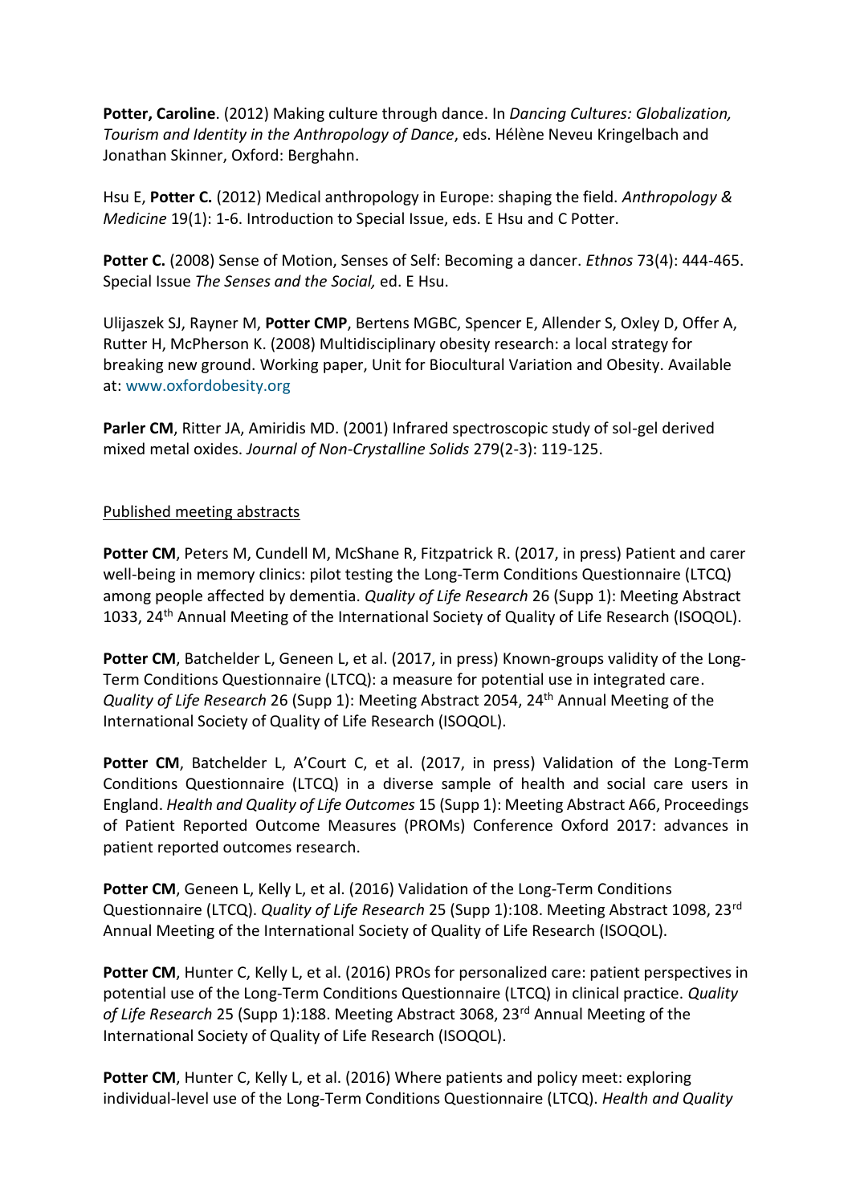**Potter, Caroline**. (2012) Making culture through dance. In *Dancing Cultures: Globalization, Tourism and Identity in the Anthropology of Dance*, eds. Hélène Neveu Kringelbach and Jonathan Skinner, Oxford: Berghahn.

Hsu E, **Potter C.** (2012) Medical anthropology in Europe: shaping the field. *Anthropology & Medicine* 19(1): 1-6. Introduction to Special Issue, eds. E Hsu and C Potter.

**Potter C.** (2008) Sense of Motion, Senses of Self: Becoming a dancer. *Ethnos* 73(4): 444-465. Special Issue *The Senses and the Social,* ed. E Hsu.

Ulijaszek SJ, Rayner M, **Potter CMP**, Bertens MGBC, Spencer E, Allender S, Oxley D, Offer A, Rutter H, McPherson K. (2008) Multidisciplinary obesity research: a local strategy for breaking new ground. Working paper, Unit for Biocultural Variation and Obesity. Available at: www.oxfordobesity.org

**Parler CM**, Ritter JA, Amiridis MD. (2001) Infrared spectroscopic study of sol-gel derived mixed metal oxides. *Journal of Non-Crystalline Solids* 279(2-3): 119-125.

<u>Published meeting abstracts</u>

**Potter CM**, Peters M, Cundell M, McShane R, Fitzpatrick R. (2017, in press) Patient and carer well-being in memory clinics: pilot testing the Long-Term Conditions Questionnaire (LTCQ) among people affected by dementia. *Quality of Life Research* 26 (Supp 1): Meeting Abstract 1033, 24th Annual Meeting of the International Society of Quality of Life Research (ISOQOL).

**Potter CM**, Batchelder L, Geneen L, et al. (2017, in press) Known-groups validity of the Long-Term Conditions Questionnaire (LTCQ): a measure for potential use in integrated care. *Quality of Life Research* 26 (Supp 1): Meeting Abstract 2054, 24th Annual Meeting of the International Society of Quality of Life Research (ISOQOL).

**Potter CM**, Batchelder L, A'Court C, et al. (2017, in press) Validation of the Long-Term Conditions Questionnaire (LTCQ) in a diverse sample of health and social care users in England. *Health and Quality of Life Outcomes* 15 (Supp 1): Meeting Abstract A66, Proceedings of Patient Reported Outcome Measures (PROMs) Conference Oxford 2017: advances in patient reported outcomes research.

**Potter CM**, Geneen L, Kelly L, et al. (2016) Validation of the Long-Term Conditions Questionnaire (LTCQ). *Quality of Life Research* 25 (Supp 1):108. Meeting Abstract 1098, 23rd Annual Meeting of the International Society of Quality of Life Research (ISOQOL).

**Potter CM**, Hunter C, Kelly L, et al. (2016) PROs for personalized care: patient perspectives in potential use of the Long-Term Conditions Questionnaire (LTCQ) in clinical practice. *Quality of Life Research* 25 (Supp 1):188. Meeting Abstract 3068, 23rd Annual Meeting of the International Society of Quality of Life Research (ISOQOL).

**Potter CM**, Hunter C, Kelly L, et al. (2016) Where patients and policy meet: exploring individual-level use of the Long-Term Conditions Questionnaire (LTCQ). *Health and Quality*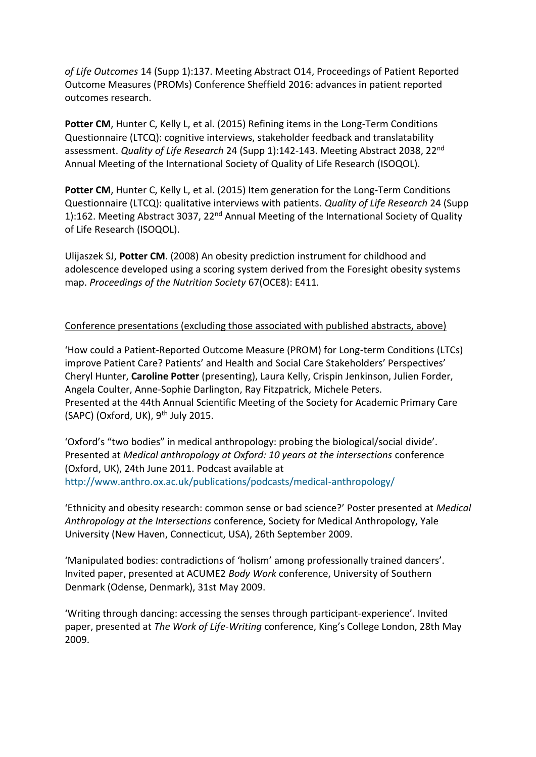*of Life Outcomes* 14 (Supp 1):137. Meeting Abstract O14, Proceedings of Patient Reported Outcome Measures (PROMs) Conference Sheffield 2016: advances in patient reported outcomes research.

**Potter CM**, Hunter C, Kelly L, et al. (2015) Refining items in the Long-Term Conditions Questionnaire (LTCQ): cognitive interviews, stakeholder feedback and translatability assessment. *Quality of Life Research* 24 (Supp 1):142-143. Meeting Abstract 2038, 22nd Annual Meeting of the International Society of Quality of Life Research (ISOQOL).

**Potter CM**, Hunter C, Kelly L, et al. (2015) Item generation for the Long-Term Conditions Questionnaire (LTCQ): qualitative interviews with patients. *Quality of Life Research* 24 (Supp 1):162. Meeting Abstract 3037, 22nd Annual Meeting of the International Society of Quality of Life Research (ISOQOL).

Ulijaszek SJ, **Potter CM**. (2008) An obesity prediction instrument for childhood and adolescence developed using a scoring system derived from the Foresight obesity systems map. *Proceedings of the Nutrition Society* 67(OCE8): E411.

<u>Conference presentations (excluding those associated with published abstracts, above)</u>

'How could a Patient-Reported Outcome Measure (PROM) for Long-term Conditions (LTCs) improve Patient Care? Patients' and Health and Social Care Stakeholders' Perspectives' Cheryl Hunter, **Caroline Potter** (presenting), Laura Kelly, Crispin Jenkinson, Julien Forder, Angela Coulter, Anne-Sophie Darlington, Ray Fitzpatrick, Michele Peters.
Presented at the 44th Annual Scientific Meeting of the Society for Academic Primary Care (SAPC) (Oxford, UK), 9th July 2015.

'Oxford's "two bodies" in medical anthropology: probing the biological/social divide'. Presented at *Medical anthropology at Oxford: 10 years at the intersections* conference (Oxford, UK), 24th June 2011. Podcast available at http://www.anthro.ox.ac.uk/publications/podcasts/medical-anthropology/

'Ethnicity and obesity research: common sense or bad science?' Poster presented at *Medical Anthropology at the Intersections* conference, Society for Medical Anthropology, Yale University (New Haven, Connecticut, USA), 26th September 2009.

'Manipulated bodies: contradictions of 'holism' among professionally trained dancers'. Invited paper, presented at ACUME2 *Body Work* conference, University of Southern Denmark (Odense, Denmark), 31st May 2009.

'Writing through dancing: accessing the senses through participant-experience'. Invited paper, presented at *The Work of Life-Writing* conference, King's College London, 28th May 2009.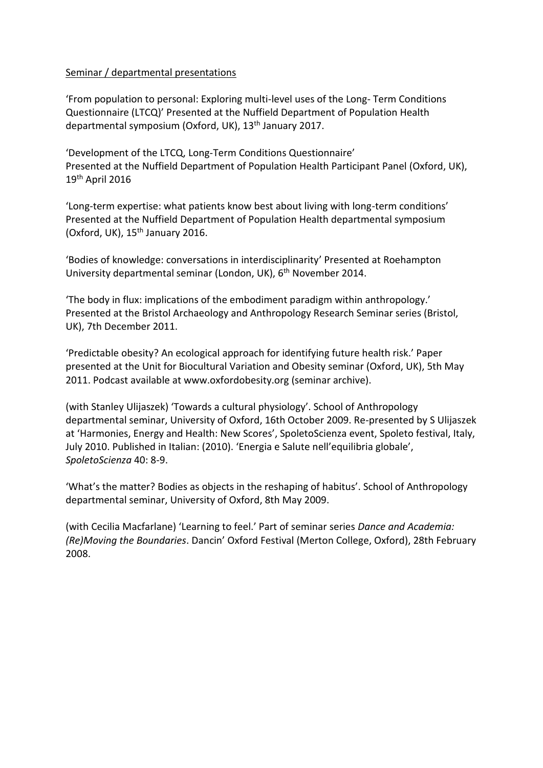Seminar / departmental presentations

'From population to personal: Exploring multi-level uses of the Long- Term Conditions Questionnaire (LTCQ)' Presented at the Nuffield Department of Population Health departmental symposium (Oxford, UK), 13th January 2017.

'Development of the LTCQ, Long-Term Conditions Questionnaire' Presented at the Nuffield Department of Population Health Participant Panel (Oxford, UK), 19th April 2016

'Long-term expertise: what patients know best about living with long-term conditions' Presented at the Nuffield Department of Population Health departmental symposium (Oxford, UK), 15th January 2016.

'Bodies of knowledge: conversations in interdisciplinarity' Presented at Roehampton University departmental seminar (London, UK), 6th November 2014.

'The body in flux: implications of the embodiment paradigm within anthropology.' Presented at the Bristol Archaeology and Anthropology Research Seminar series (Bristol, UK), 7th December 2011.

'Predictable obesity? An ecological approach for identifying future health risk.' Paper presented at the Unit for Biocultural Variation and Obesity seminar (Oxford, UK), 5th May 2011. Podcast available at www.oxfordobesity.org (seminar archive).

(with Stanley Ulijaszek) 'Towards a cultural physiology'. School of Anthropology departmental seminar, University of Oxford, 16th October 2009. Re-presented by S Ulijaszek at 'Harmonies, Energy and Health: New Scores', SpoletoScienza event, Spoleto festival, Italy, July 2010. Published in Italian: (2010). 'Energia e Salute nell'equilibria globale', *SpoletoScienza* 40: 8-9.

'What's the matter? Bodies as objects in the reshaping of habitus'. School of Anthropology departmental seminar, University of Oxford, 8th May 2009.

(with Cecilia Macfarlane) 'Learning to feel.' Part of seminar series *Dance and Academia: (Re)Moving the Boundaries*. Dancin' Oxford Festival (Merton College, Oxford), 28th February 2008.